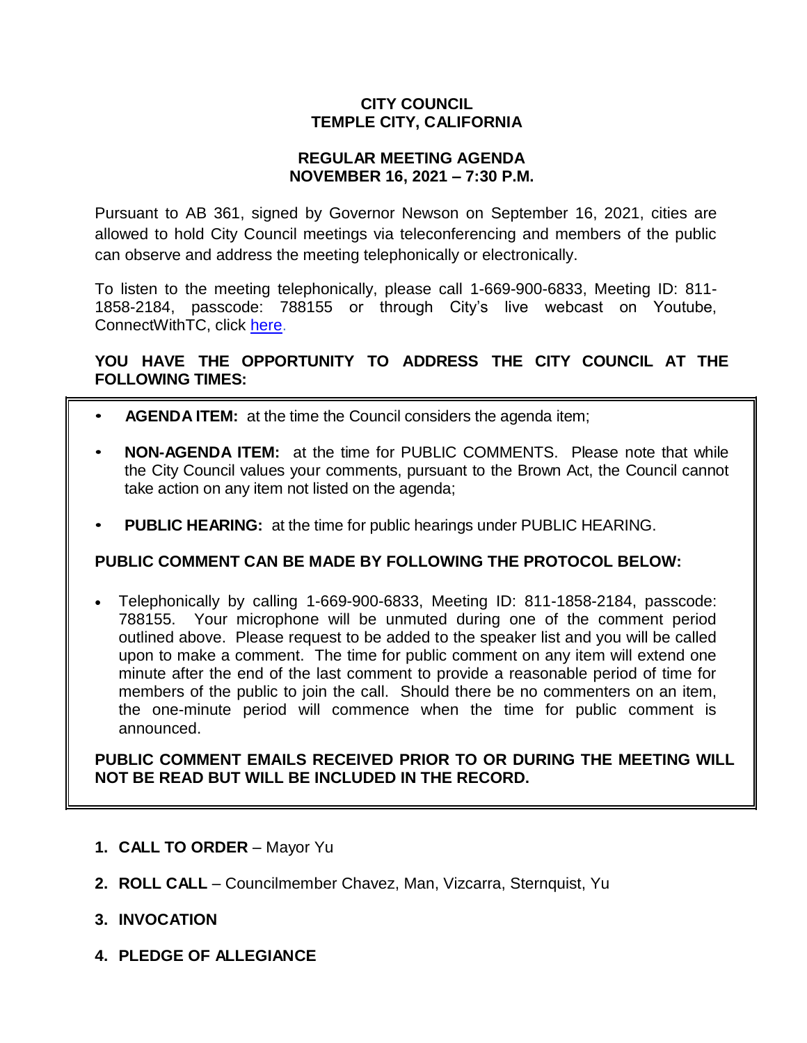# CITY COUNCIL
# TEMPLE CITY, CALIFORNIA

## REGULAR MEETING AGENDA
## NOVEMBER 16, 2021 – 7:30 P.M.

Pursuant to AB 361, signed by Governor Newson on September 16, 2021, cities are allowed to hold City Council meetings via teleconferencing and members of the public can observe and address the meeting telephonically or electronically.

To listen to the meeting telephonically, please call 1-669-900-6833, Meeting ID: 811-1858-2184, passcode: 788155 or through City's live webcast on Youtube, ConnectWithTC, click here.

**YOU HAVE THE OPPORTUNITY TO ADDRESS THE CITY COUNCIL AT THE FOLLOWING TIMES:**

- **AGENDA ITEM:** at the time the Council considers the agenda item;
- **NON-AGENDA ITEM:** at the time for PUBLIC COMMENTS. Please note that while the City Council values your comments, pursuant to the Brown Act, the Council cannot take action on any item not listed on the agenda;
- **PUBLIC HEARING:** at the time for public hearings under PUBLIC HEARING.

**PUBLIC COMMENT CAN BE MADE BY FOLLOWING THE PROTOCOL BELOW:**

- Telephonically by calling 1-669-900-6833, Meeting ID: 811-1858-2184, passcode: 788155. Your microphone will be unmuted during one of the comment period outlined above. Please request to be added to the speaker list and you will be called upon to make a comment. The time for public comment on any item will extend one minute after the end of the last comment to provide a reasonable period of time for members of the public to join the call. Should there be no commenters on an item, the one-minute period will commence when the time for public comment is announced.

**PUBLIC COMMENT EMAILS RECEIVED PRIOR TO OR DURING THE MEETING WILL NOT BE READ BUT WILL BE INCLUDED IN THE RECORD.**

1. **CALL TO ORDER** – Mayor Yu
2. **ROLL CALL** – Councilmember Chavez, Man, Vizcarra, Sternquist, Yu
3. **INVOCATION**
4. **PLEDGE OF ALLEGIANCE**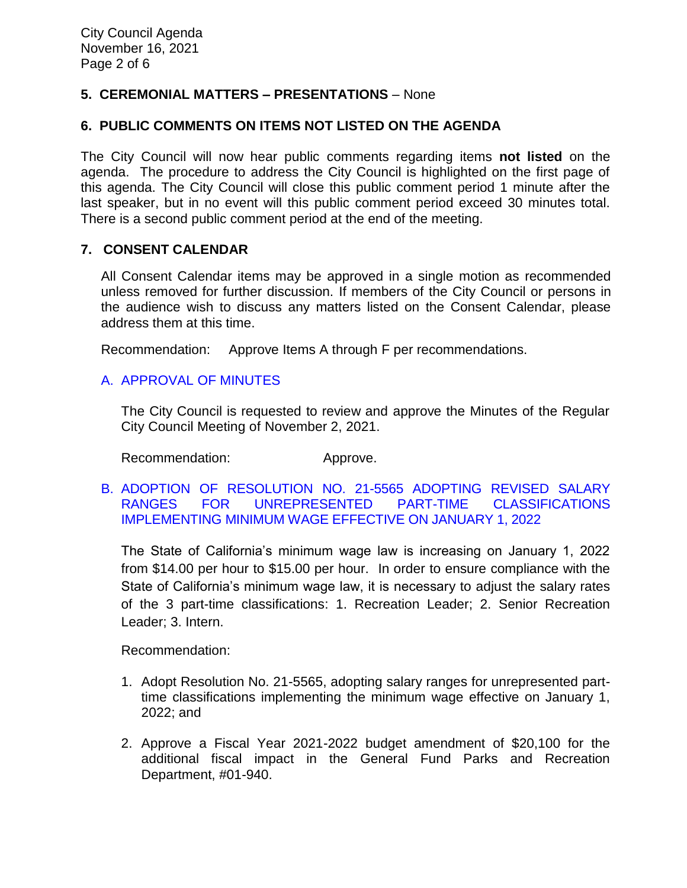## 5. CEREMONIAL MATTERS – PRESENTATIONS – None

## 6. PUBLIC COMMENTS ON ITEMS NOT LISTED ON THE AGENDA

The City Council will now hear public comments regarding items **not listed** on the agenda. The procedure to address the City Council is highlighted on the first page of this agenda. The City Council will close this public comment period 1 minute after the last speaker, but in no event will this public comment period exceed 30 minutes total. There is a second public comment period at the end of the meeting.

## 7. CONSENT CALENDAR

All Consent Calendar items may be approved in a single motion as recommended unless removed for further discussion. If members of the City Council or persons in the audience wish to discuss any matters listed on the Consent Calendar, please address them at this time.

Recommendation: Approve Items A through F per recommendations.

### A. APPROVAL OF MINUTES

The City Council is requested to review and approve the Minutes of the Regular City Council Meeting of November 2, 2021.

Recommendation: Approve.

### B. ADOPTION OF RESOLUTION NO. 21-5565 ADOPTING REVISED SALARY RANGES FOR UNREPRESENTED PART-TIME CLASSIFICATIONS IMPLEMENTING MINIMUM WAGE EFFECTIVE ON JANUARY 1, 2022

The State of California's minimum wage law is increasing on January 1, 2022 from $14.00 per hour to $15.00 per hour. In order to ensure compliance with the State of California's minimum wage law, it is necessary to adjust the salary rates of the 3 part-time classifications: 1. Recreation Leader; 2. Senior Recreation Leader; 3. Intern.

Recommendation:

1. Adopt Resolution No. 21-5565, adopting salary ranges for unrepresented part-time classifications implementing the minimum wage effective on January 1, 2022; and
2. Approve a Fiscal Year 2021-2022 budget amendment of $20,100 for the additional fiscal impact in the General Fund Parks and Recreation Department, #01-940.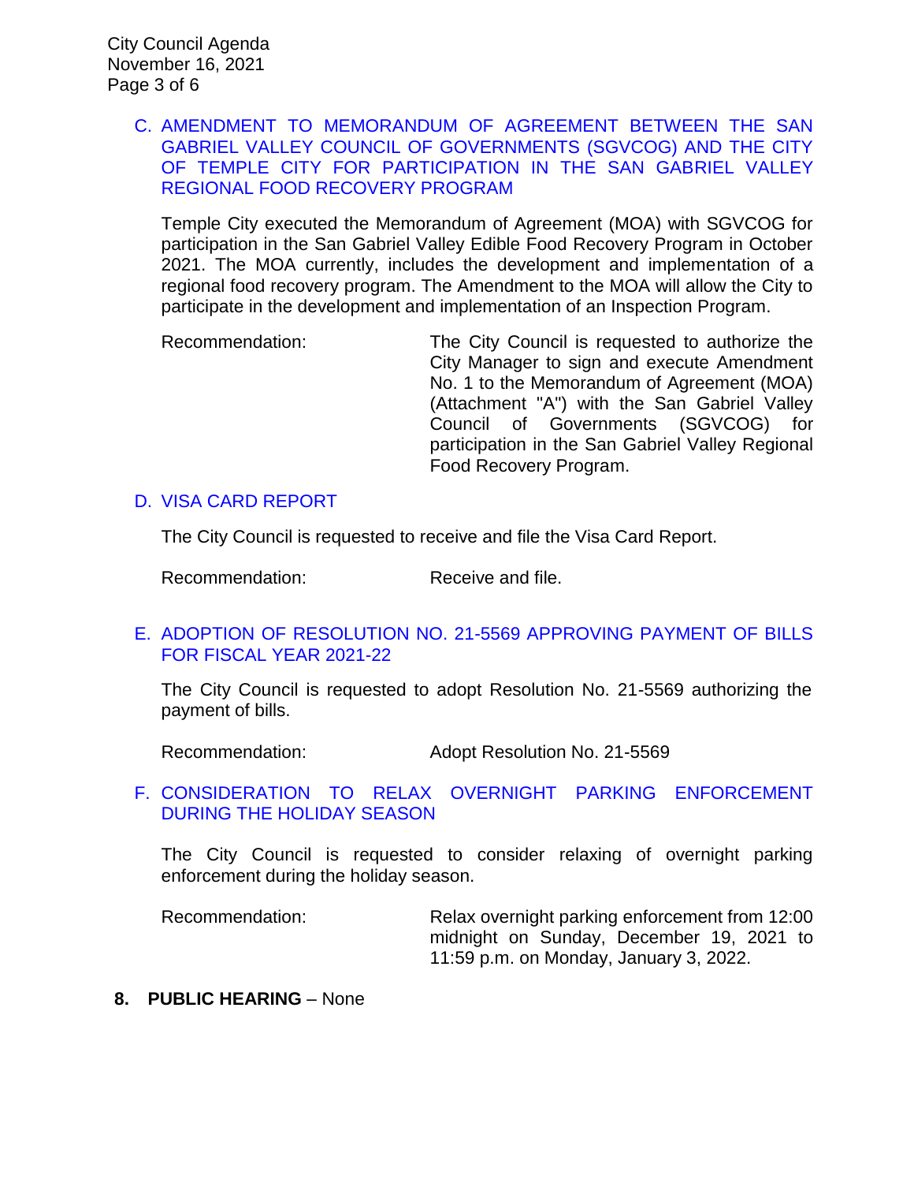C. AMENDMENT TO MEMORANDUM OF AGREEMENT BETWEEN THE SAN GABRIEL VALLEY COUNCIL OF GOVERNMENTS (SGVCOG) AND THE CITY OF TEMPLE CITY FOR PARTICIPATION IN THE SAN GABRIEL VALLEY REGIONAL FOOD RECOVERY PROGRAM

Temple City executed the Memorandum of Agreement (MOA) with SGVCOG for participation in the San Gabriel Valley Edible Food Recovery Program in October 2021. The MOA currently, includes the development and implementation of a regional food recovery program. The Amendment to the MOA will allow the City to participate in the development and implementation of an Inspection Program.

Recommendation: The City Council is requested to authorize the City Manager to sign and execute Amendment No. 1 to the Memorandum of Agreement (MOA) (Attachment "A") with the San Gabriel Valley Council of Governments (SGVCOG) for participation in the San Gabriel Valley Regional Food Recovery Program.

D. VISA CARD REPORT

The City Council is requested to receive and file the Visa Card Report.

Recommendation: Receive and file.

E. ADOPTION OF RESOLUTION NO. 21-5569 APPROVING PAYMENT OF BILLS FOR FISCAL YEAR 2021-22

The City Council is requested to adopt Resolution No. 21-5569 authorizing the payment of bills.

Recommendation: Adopt Resolution No. 21-5569

F. CONSIDERATION TO RELAX OVERNIGHT PARKING ENFORCEMENT DURING THE HOLIDAY SEASON

The City Council is requested to consider relaxing of overnight parking enforcement during the holiday season.

Recommendation: Relax overnight parking enforcement from 12:00 midnight on Sunday, December 19, 2021 to 11:59 p.m. on Monday, January 3, 2022.

**8. PUBLIC HEARING** – None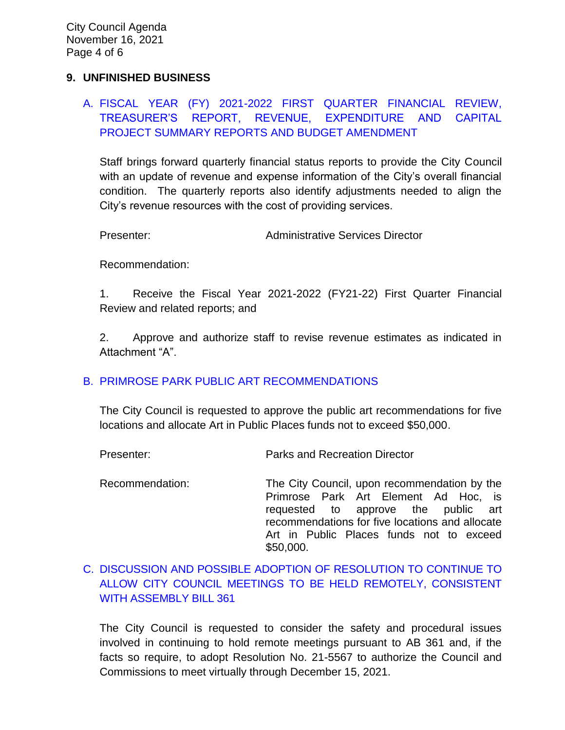## 9. UNFINISHED BUSINESS

### A. FISCAL YEAR (FY) 2021-2022 FIRST QUARTER FINANCIAL REVIEW, TREASURER'S REPORT, REVENUE, EXPENDITURE AND CAPITAL PROJECT SUMMARY REPORTS AND BUDGET AMENDMENT

Staff brings forward quarterly financial status reports to provide the City Council with an update of revenue and expense information of the City's overall financial condition. The quarterly reports also identify adjustments needed to align the City's revenue resources with the cost of providing services.

Presenter: Administrative Services Director

Recommendation:

1. Receive the Fiscal Year 2021-2022 (FY21-22) First Quarter Financial Review and related reports; and

2. Approve and authorize staff to revise revenue estimates as indicated in Attachment "A".

### B. PRIMROSE PARK PUBLIC ART RECOMMENDATIONS

The City Council is requested to approve the public art recommendations for five locations and allocate Art in Public Places funds not to exceed $50,000.

Presenter: Parks and Recreation Director

Recommendation: The City Council, upon recommendation by the Primrose Park Art Element Ad Hoc, is requested to approve the public art recommendations for five locations and allocate Art in Public Places funds not to exceed $50,000.

### C. DISCUSSION AND POSSIBLE ADOPTION OF RESOLUTION TO CONTINUE TO ALLOW CITY COUNCIL MEETINGS TO BE HELD REMOTELY, CONSISTENT WITH ASSEMBLY BILL 361

The City Council is requested to consider the safety and procedural issues involved in continuing to hold remote meetings pursuant to AB 361 and, if the facts so require, to adopt Resolution No. 21-5567 to authorize the Council and Commissions to meet virtually through December 15, 2021.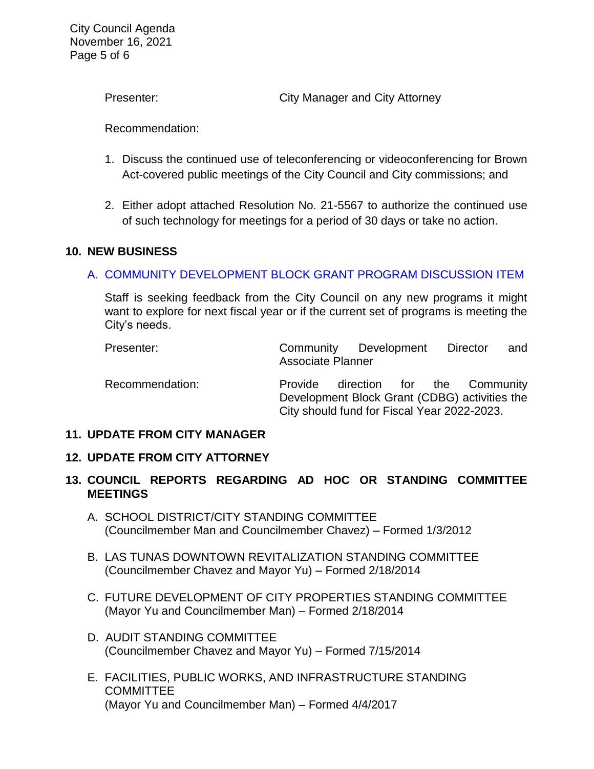Presenter: City Manager and City Attorney

Recommendation:

1. Discuss the continued use of teleconferencing or videoconferencing for Brown Act-covered public meetings of the City Council and City commissions; and

2. Either adopt attached Resolution No. 21-5567 to authorize the continued use of such technology for meetings for a period of 30 days or take no action.

## 10. NEW BUSINESS

### A. COMMUNITY DEVELOPMENT BLOCK GRANT PROGRAM DISCUSSION ITEM

Staff is seeking feedback from the City Council on any new programs it might want to explore for next fiscal year or if the current set of programs is meeting the City's needs.

Presenter: Community Development Director and Associate Planner

Recommendation: Provide direction for the Community Development Block Grant (CDBG) activities the City should fund for Fiscal Year 2022-2023.

## 11. UPDATE FROM CITY MANAGER

## 12. UPDATE FROM CITY ATTORNEY

## 13. COUNCIL REPORTS REGARDING AD HOC OR STANDING COMMITTEE MEETINGS

A. SCHOOL DISTRICT/CITY STANDING COMMITTEE
(Councilmember Man and Councilmember Chavez) – Formed 1/3/2012

B. LAS TUNAS DOWNTOWN REVITALIZATION STANDING COMMITTEE
(Councilmember Chavez and Mayor Yu) – Formed 2/18/2014

C. FUTURE DEVELOPMENT OF CITY PROPERTIES STANDING COMMITTEE
(Mayor Yu and Councilmember Man) – Formed 2/18/2014

D. AUDIT STANDING COMMITTEE
(Councilmember Chavez and Mayor Yu) – Formed 7/15/2014

E. FACILITIES, PUBLIC WORKS, AND INFRASTRUCTURE STANDING COMMITTEE
(Mayor Yu and Councilmember Man) – Formed 4/4/2017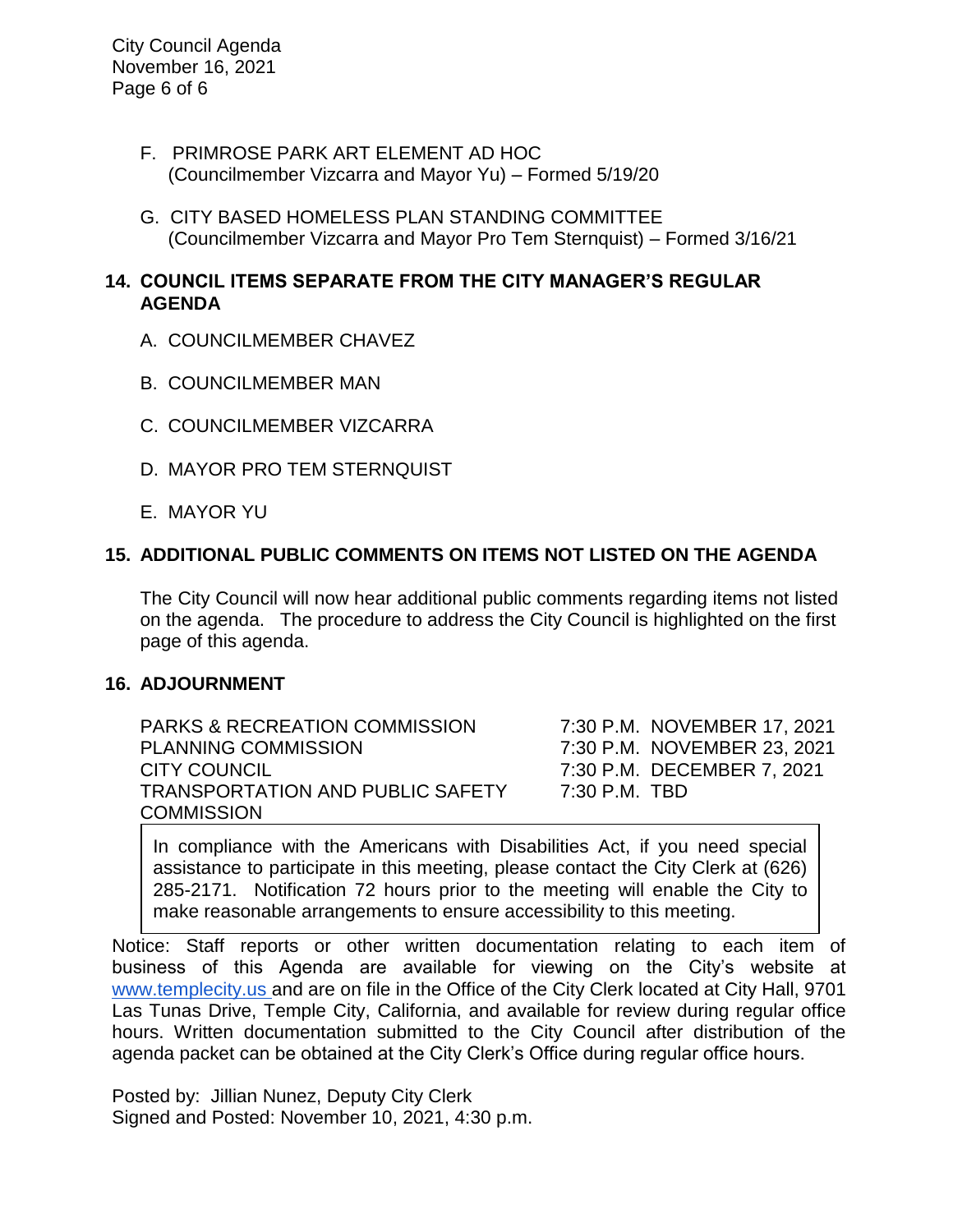F. PRIMROSE PARK ART ELEMENT AD HOC
(Councilmember Vizcarra and Mayor Yu) – Formed 5/19/20

G. CITY BASED HOMELESS PLAN STANDING COMMITTEE
(Councilmember Vizcarra and Mayor Pro Tem Sternquist) – Formed 3/16/21

## 14. COUNCIL ITEMS SEPARATE FROM THE CITY MANAGER'S REGULAR AGENDA

A. COUNCILMEMBER CHAVEZ

B. COUNCILMEMBER MAN

C. COUNCILMEMBER VIZCARRA

D. MAYOR PRO TEM STERNQUIST

E. MAYOR YU

## 15. ADDITIONAL PUBLIC COMMENTS ON ITEMS NOT LISTED ON THE AGENDA

The City Council will now hear additional public comments regarding items not listed on the agenda. The procedure to address the City Council is highlighted on the first page of this agenda.

## 16. ADJOURNMENT

| | |
|---|---|
| PARKS & RECREATION COMMISSION | 7:30 P.M. NOVEMBER 17, 2021 |
| PLANNING COMMISSION | 7:30 P.M. NOVEMBER 23, 2021 |
| CITY COUNCIL | 7:30 P.M. DECEMBER 7, 2021 |
| TRANSPORTATION AND PUBLIC SAFETY COMMISSION | 7:30 P.M. TBD |

In compliance with the Americans with Disabilities Act, if you need special assistance to participate in this meeting, please contact the City Clerk at (626) 285-2171. Notification 72 hours prior to the meeting will enable the City to make reasonable arrangements to ensure accessibility to this meeting.

Notice: Staff reports or other written documentation relating to each item of business of this Agenda are available for viewing on the City's website at www.templecity.us and are on file in the Office of the City Clerk located at City Hall, 9701 Las Tunas Drive, Temple City, California, and available for review during regular office hours. Written documentation submitted to the City Council after distribution of the agenda packet can be obtained at the City Clerk's Office during regular office hours.

Posted by: Jillian Nunez, Deputy City Clerk
Signed and Posted: November 10, 2021, 4:30 p.m.